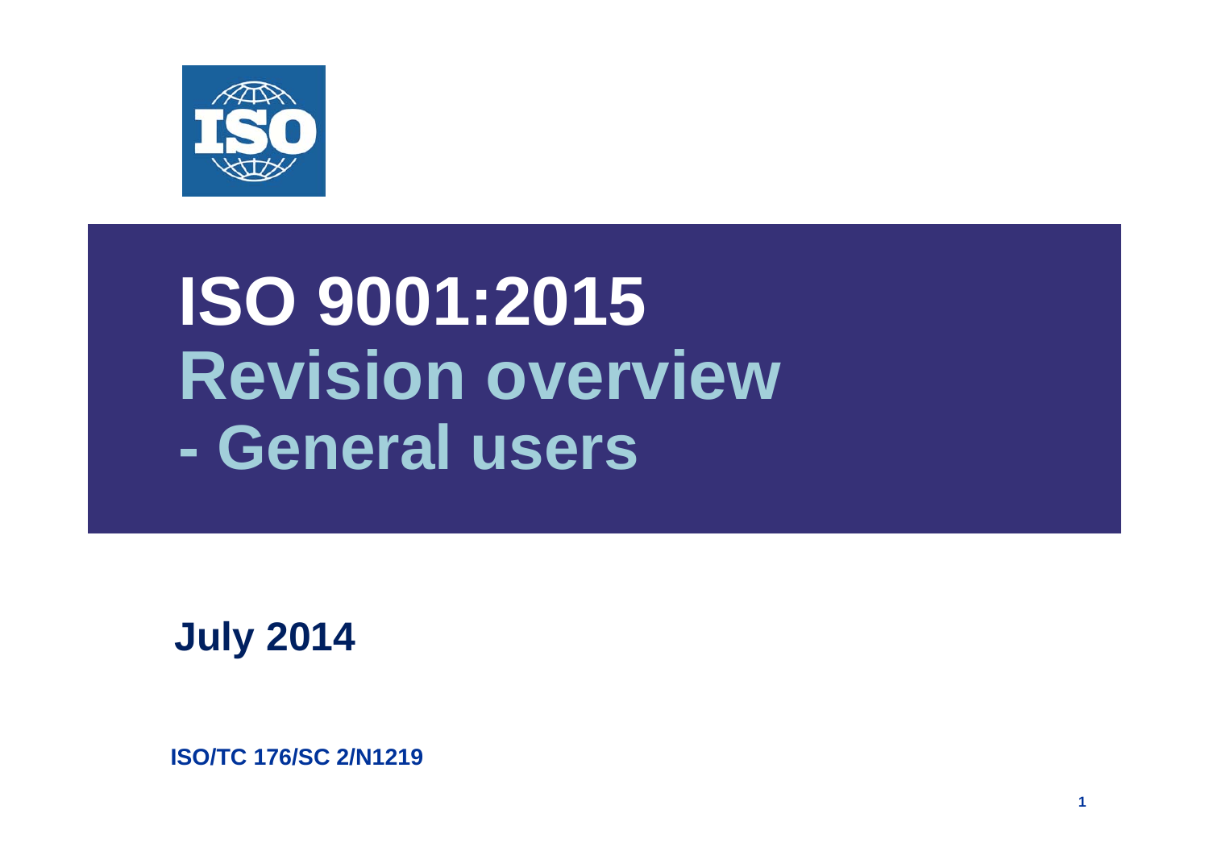# ISO 9001:2015 Revision overview - General users

**July 2014**

**ISO/TC 176/SC 2/N1219**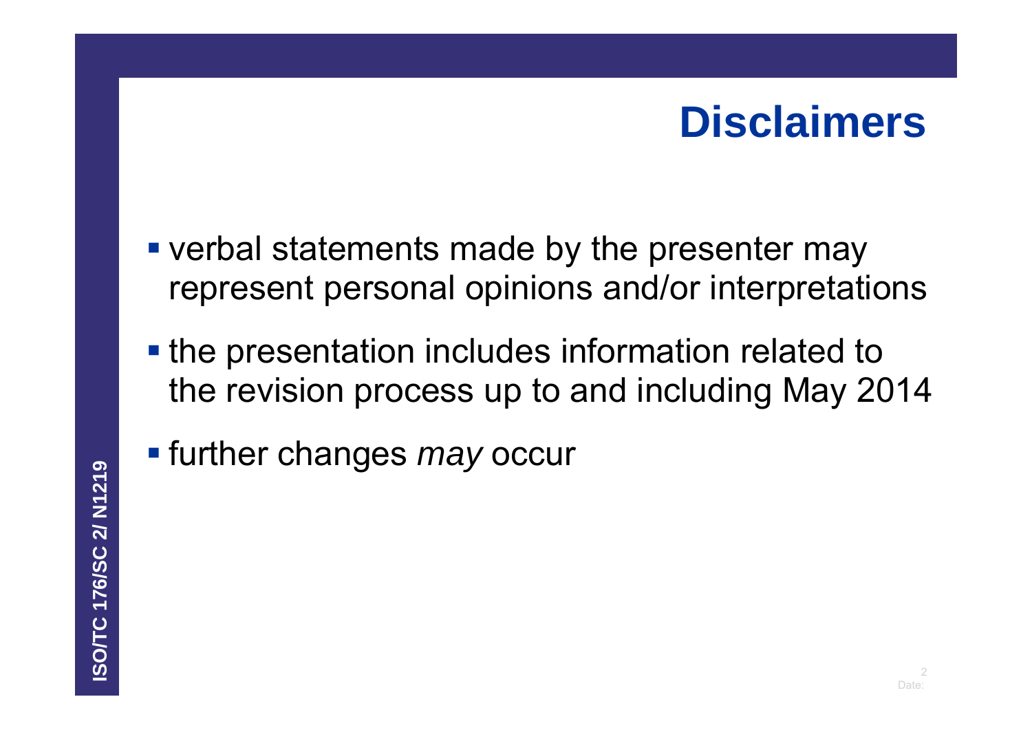# Disclaimers

- verbal statements made by the presenter may represent personal opinions and/or interpretations
- the presentation includes information related to the revision process up to and including May 2014
- further changes *may* occur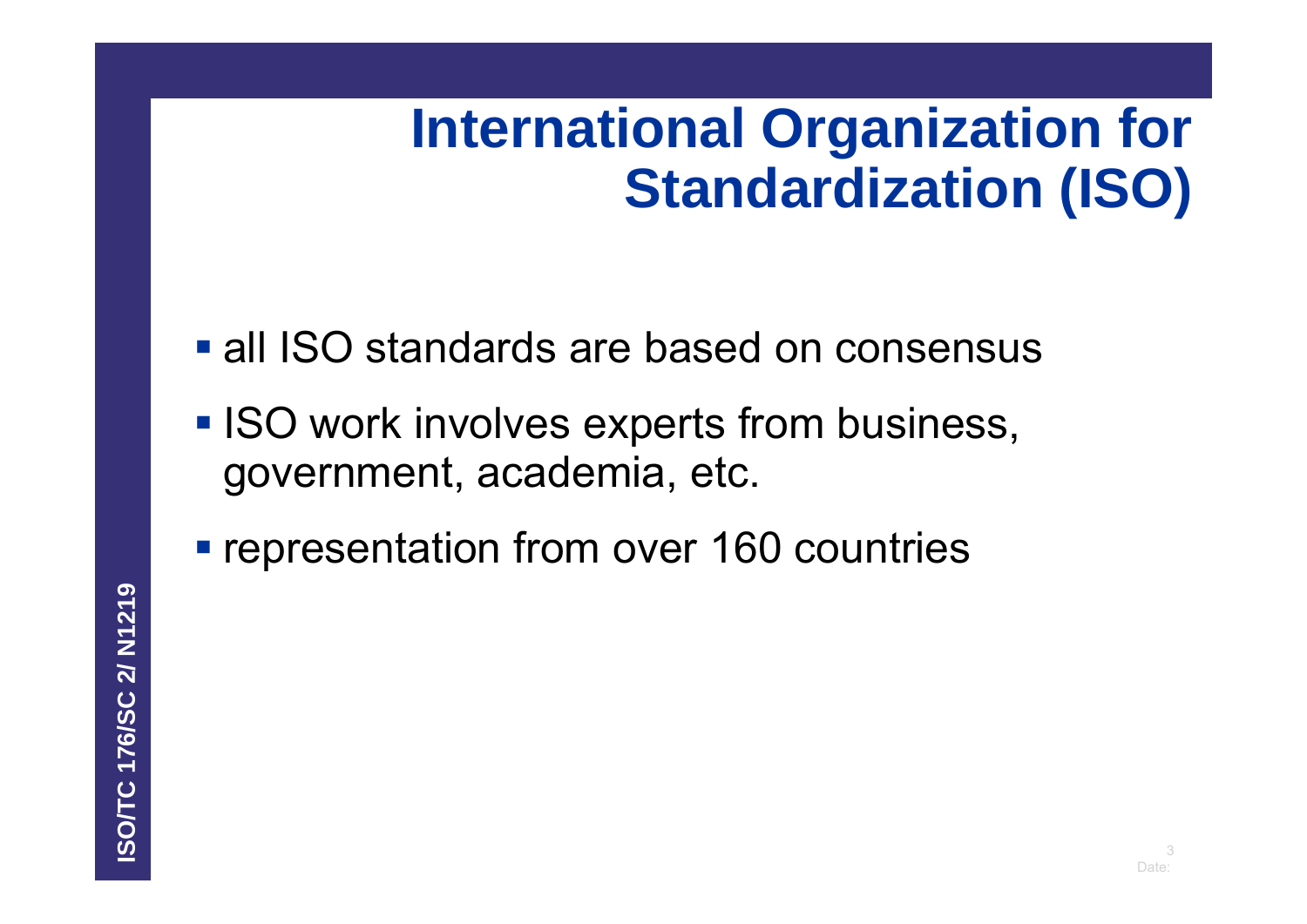# International Organization for Standardization (ISO)

- all ISO standards are based on consensus
- ISO work involves experts from business, government, academia, etc.
- representation from over 160 countries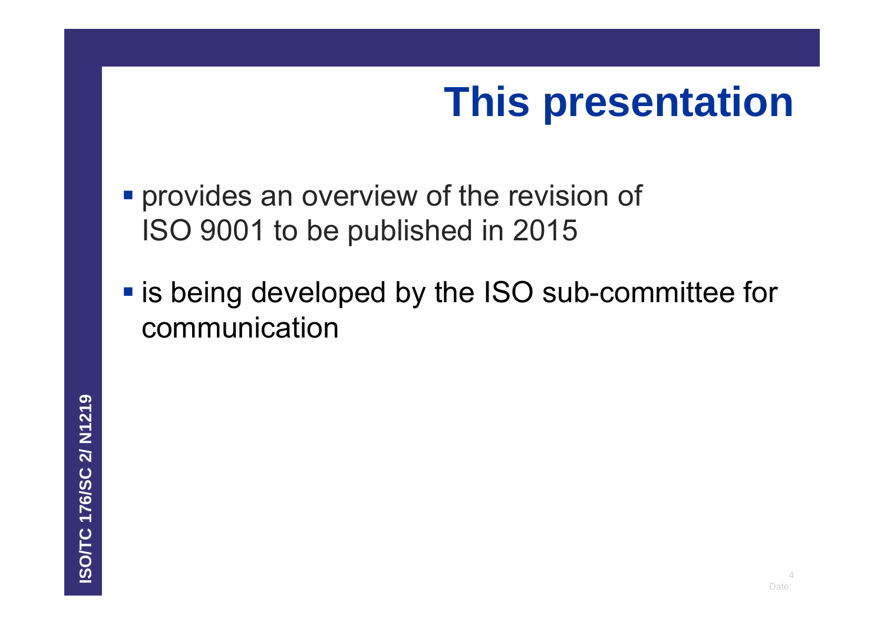# This presentation

- provides an overview of the revision of ISO 9001 to be published in 2015
- is being developed by the ISO sub-committee for communication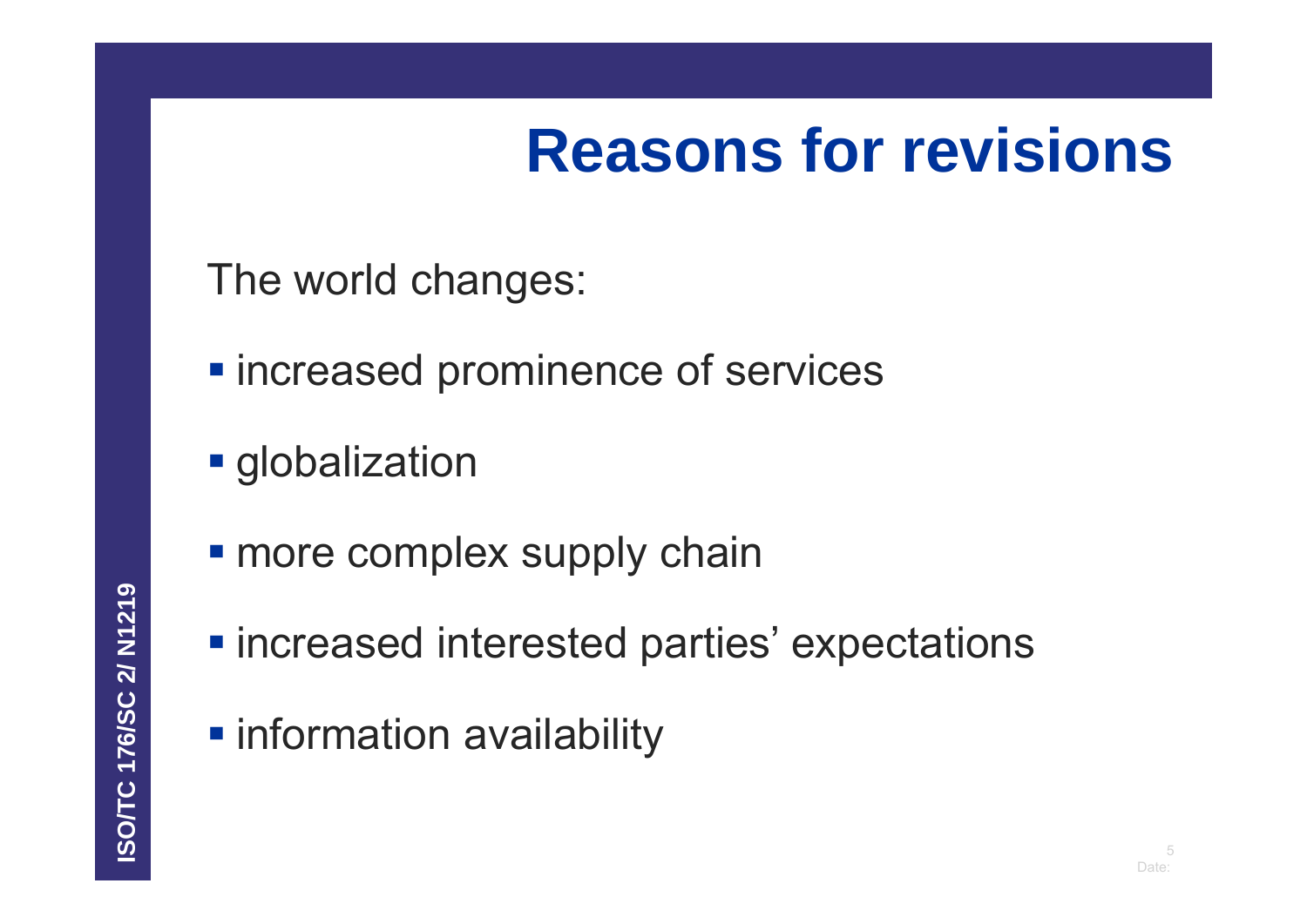# Reasons for revisions

The world changes:

- increased prominence of services
- globalization
- more complex supply chain
- increased interested parties' expectations
- information availability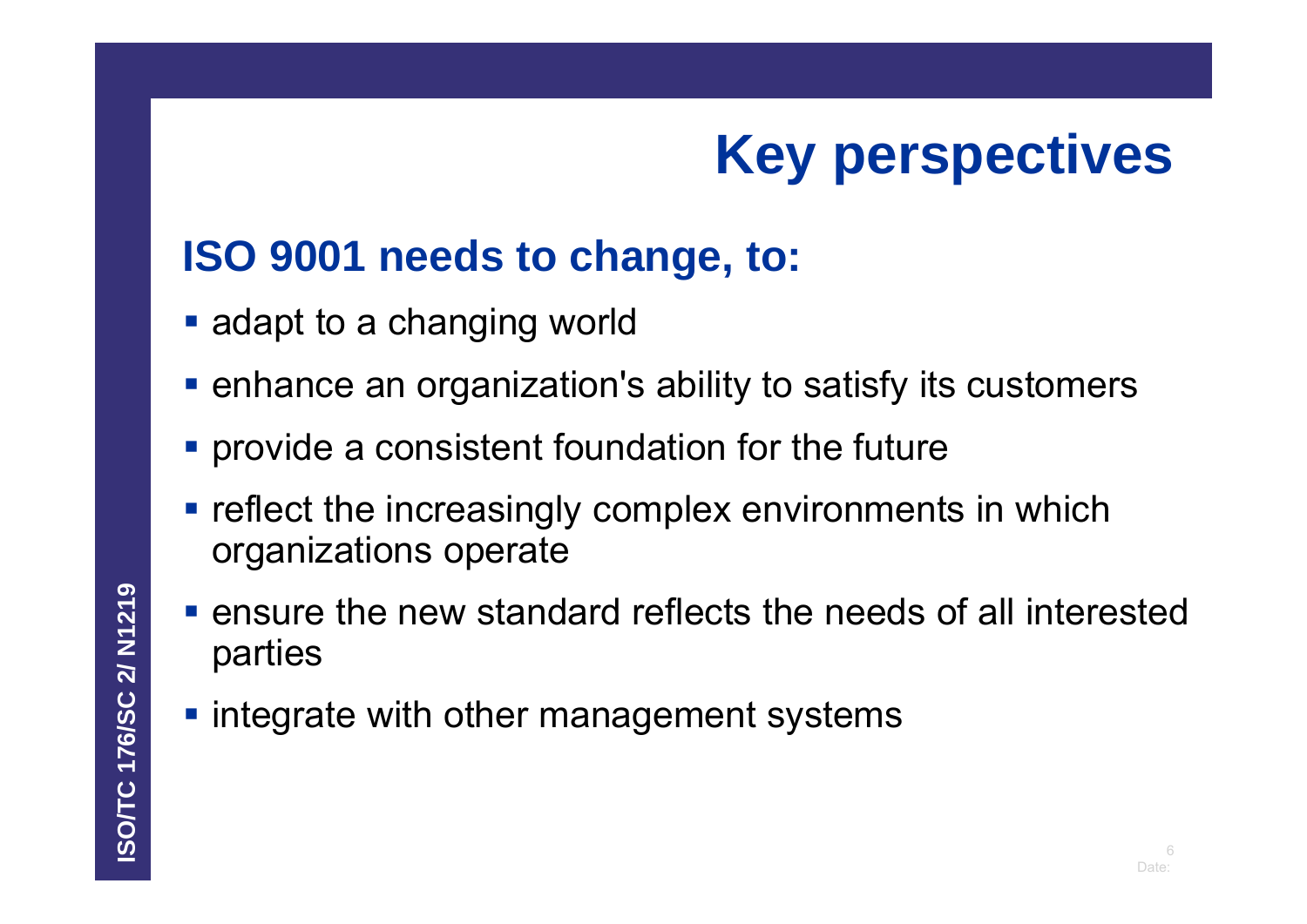# Key perspectives

## ISO 9001 needs to change, to:

- adapt to a changing world
- enhance an organization's ability to satisfy its customers
- provide a consistent foundation for the future
- reflect the increasingly complex environments in which organizations operate
- ensure the new standard reflects the needs of all interested parties
- integrate with other management systems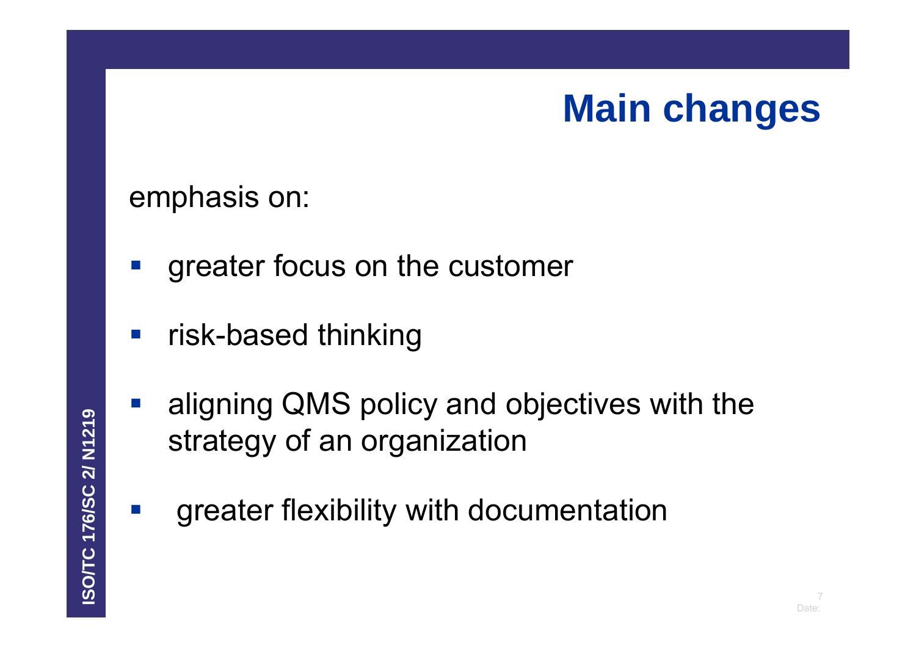# Main changes

emphasis on:

- greater focus on the customer
- risk-based thinking
- aligning QMS policy and objectives with the strategy of an organization
- greater flexibility with documentation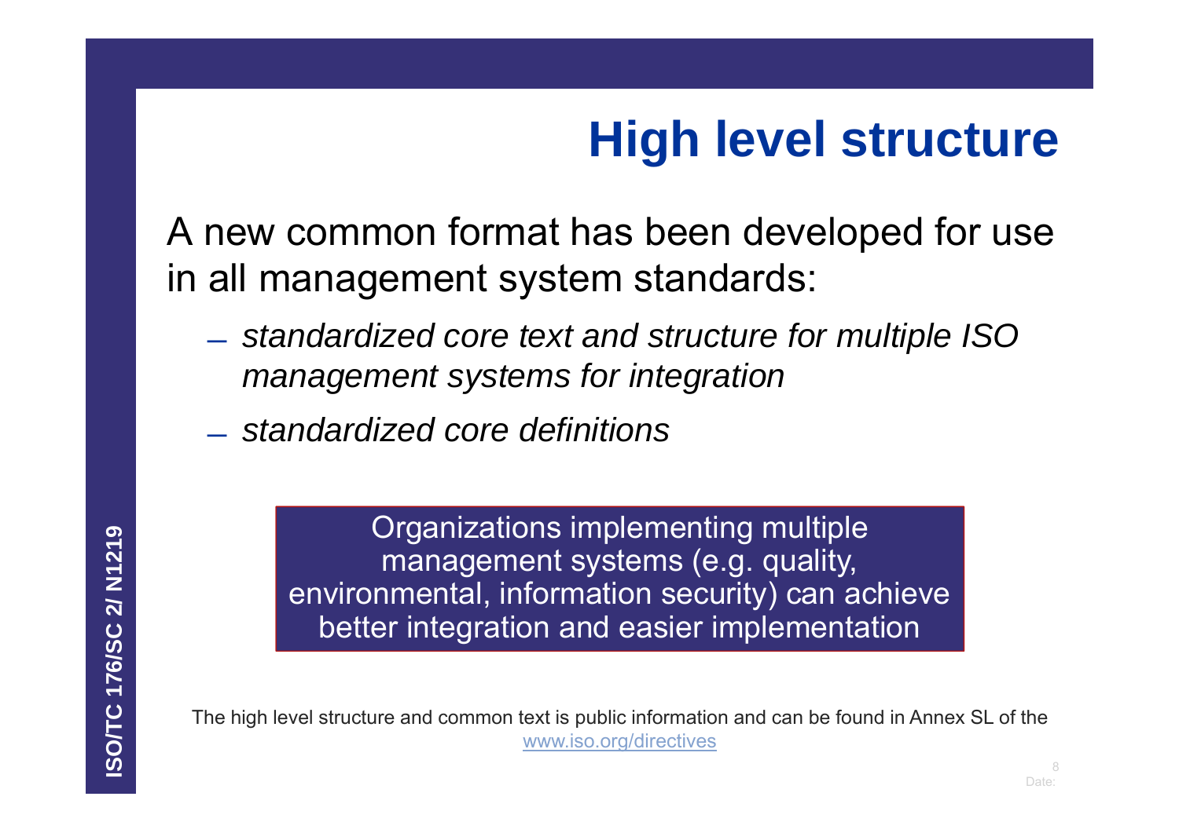# High level structure

A new common format has been developed for use in all management system standards:

- *standardized core text and structure for multiple ISO management systems for integration*
- *standardized core definitions*

Organizations implementing multiple management systems (e.g. quality, environmental, information security) can achieve better integration and easier implementation

The high level structure and common text is public information and can be found in Annex SL of the www.iso.org/directives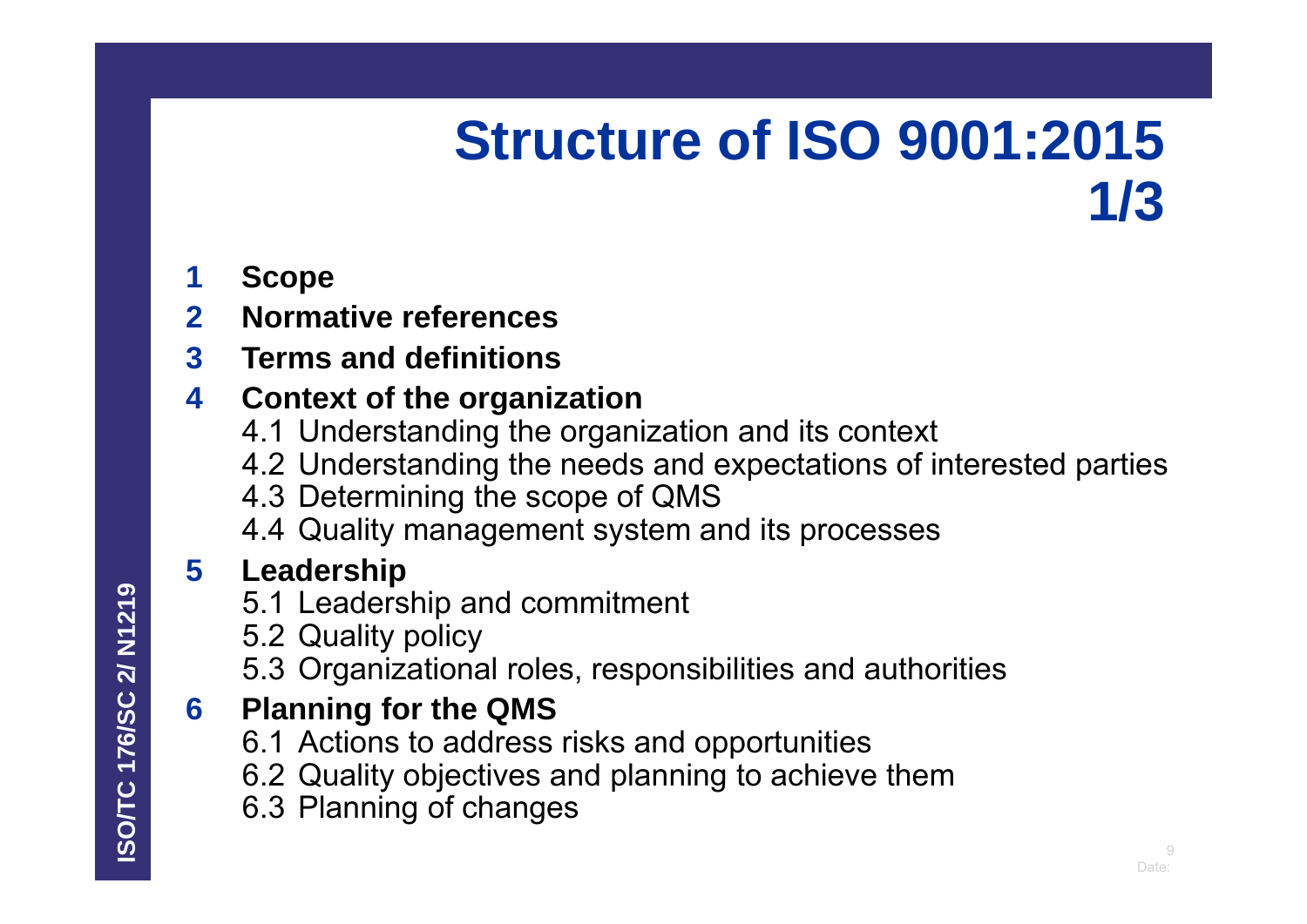# Structure of ISO 9001:2015 1/3

**1 Scope**

**2 Normative references**

**3 Terms and definitions**

**4 Context of the organization**

- 4.1 Understanding the organization and its context
- 4.2 Understanding the needs and expectations of interested parties
- 4.3 Determining the scope of QMS
- 4.4 Quality management system and its processes

**5 Leadership**

- 5.1 Leadership and commitment
- 5.2 Quality policy
- 5.3 Organizational roles, responsibilities and authorities

**6 Planning for the QMS**

- 6.1 Actions to address risks and opportunities
- 6.2 Quality objectives and planning to achieve them
- 6.3 Planning of changes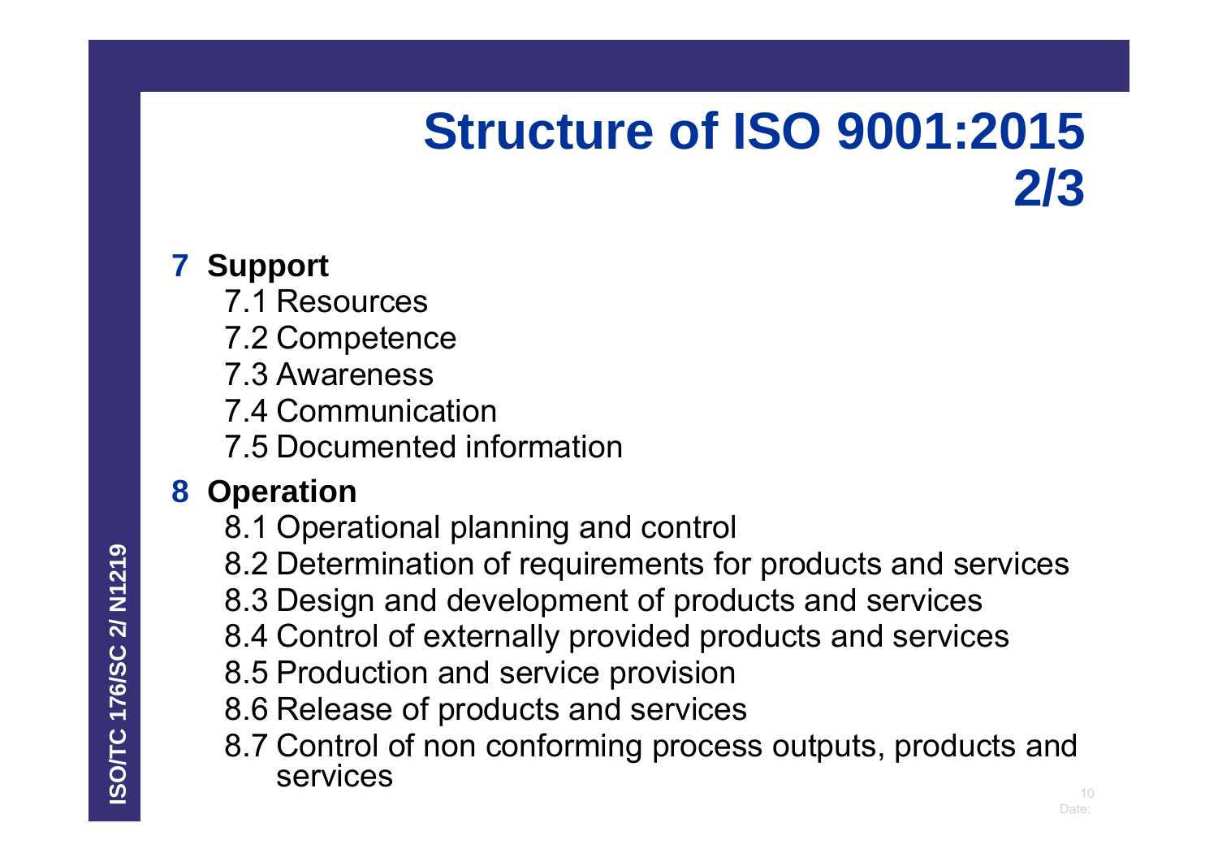# Structure of ISO 9001:2015 2/3

**7 Support**

- 7.1 Resources
- 7.2 Competence
- 7.3 Awareness
- 7.4 Communication
- 7.5 Documented information

**8 Operation**

- 8.1 Operational planning and control
- 8.2 Determination of requirements for products and services
- 8.3 Design and development of products and services
- 8.4 Control of externally provided products and services
- 8.5 Production and service provision
- 8.6 Release of products and services
- 8.7 Control of non conforming process outputs, products and services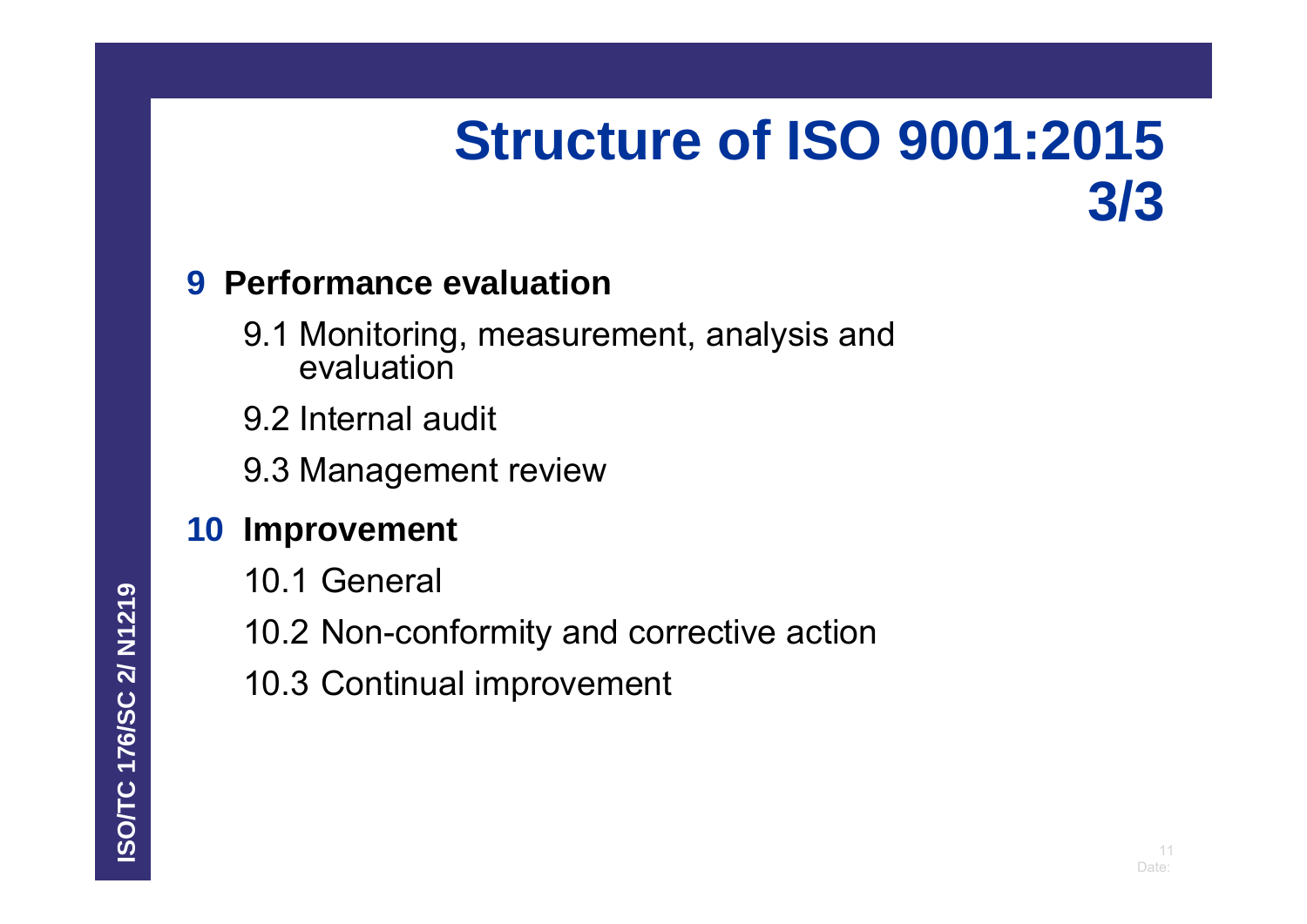# Structure of ISO 9001:2015 3/3

**9 Performance evaluation**

- 9.1 Monitoring, measurement, analysis and evaluation
- 9.2 Internal audit
- 9.3 Management review

**10 Improvement**

- 10.1 General
- 10.2 Non-conformity and corrective action
- 10.3 Continual improvement

ISO/TC 176/SC 2/ N1219

Date: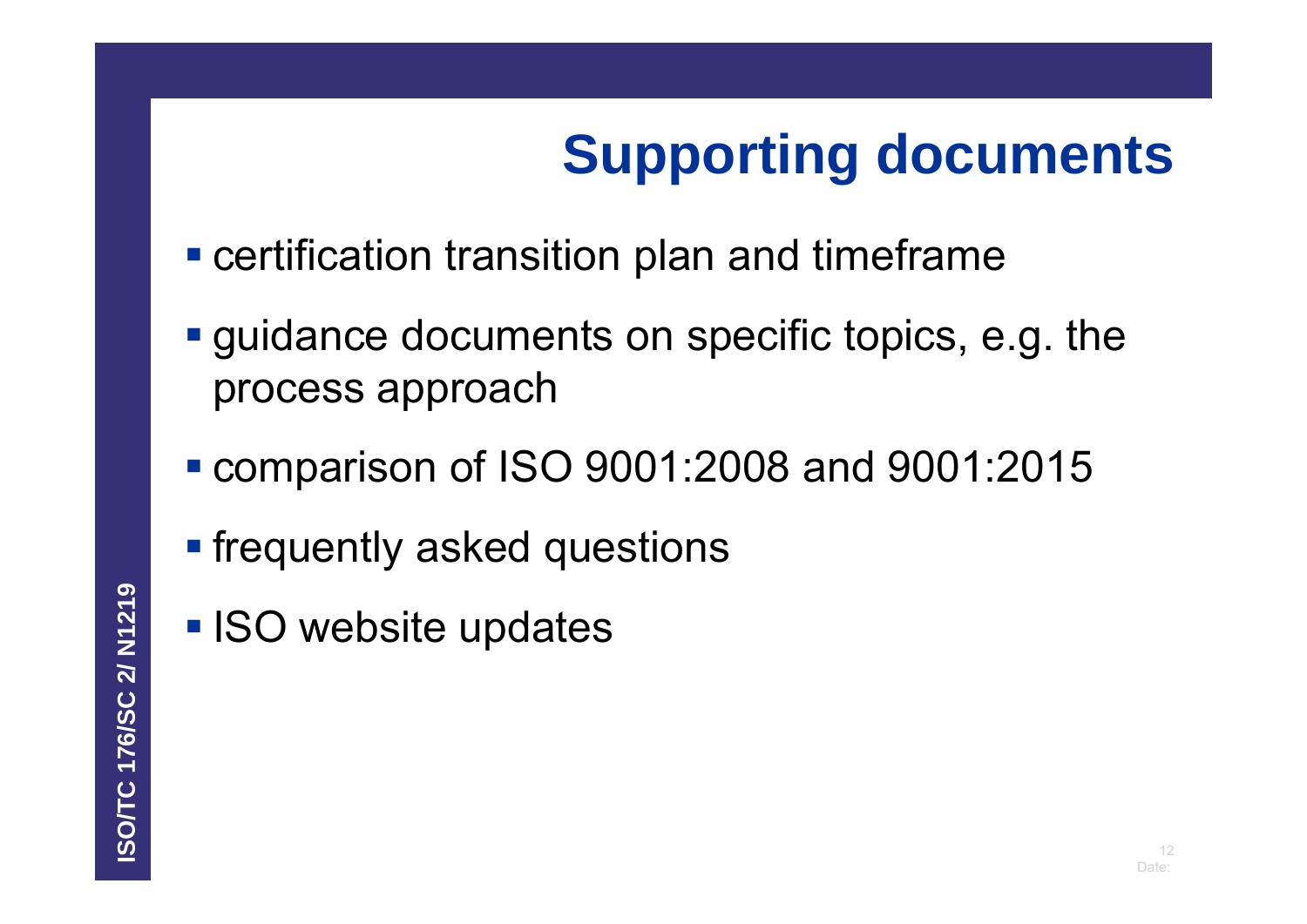# Supporting documents

- certification transition plan and timeframe
- guidance documents on specific topics, e.g. the process approach
- comparison of ISO 9001:2008 and 9001:2015
- frequently asked questions
- ISO website updates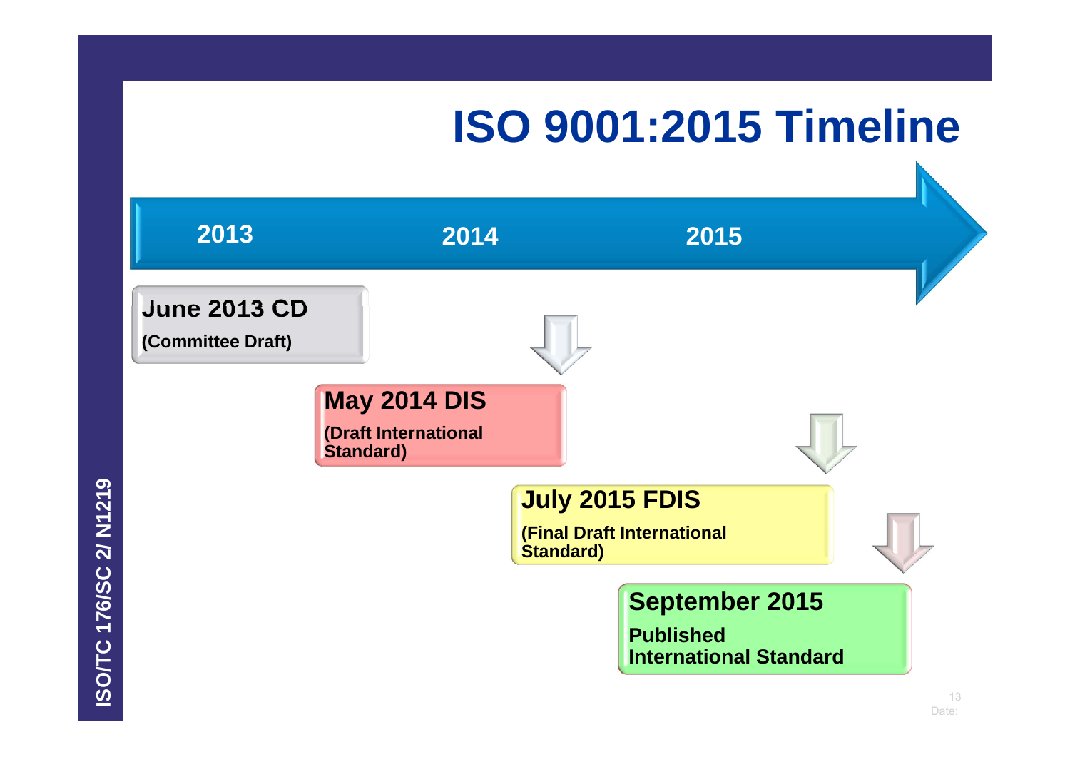# ISO 9001:2015 Timeline

2013 2014 2015

**June 2013 CD**

**(Committee Draft)**

**May 2014 DIS**

**(Draft International Standard)**

**July 2015 FDIS**

**(Final Draft International Standard)**

**September 2015**

**Published International Standard**

ISO/TC 176/SC 2/ N1219

Date: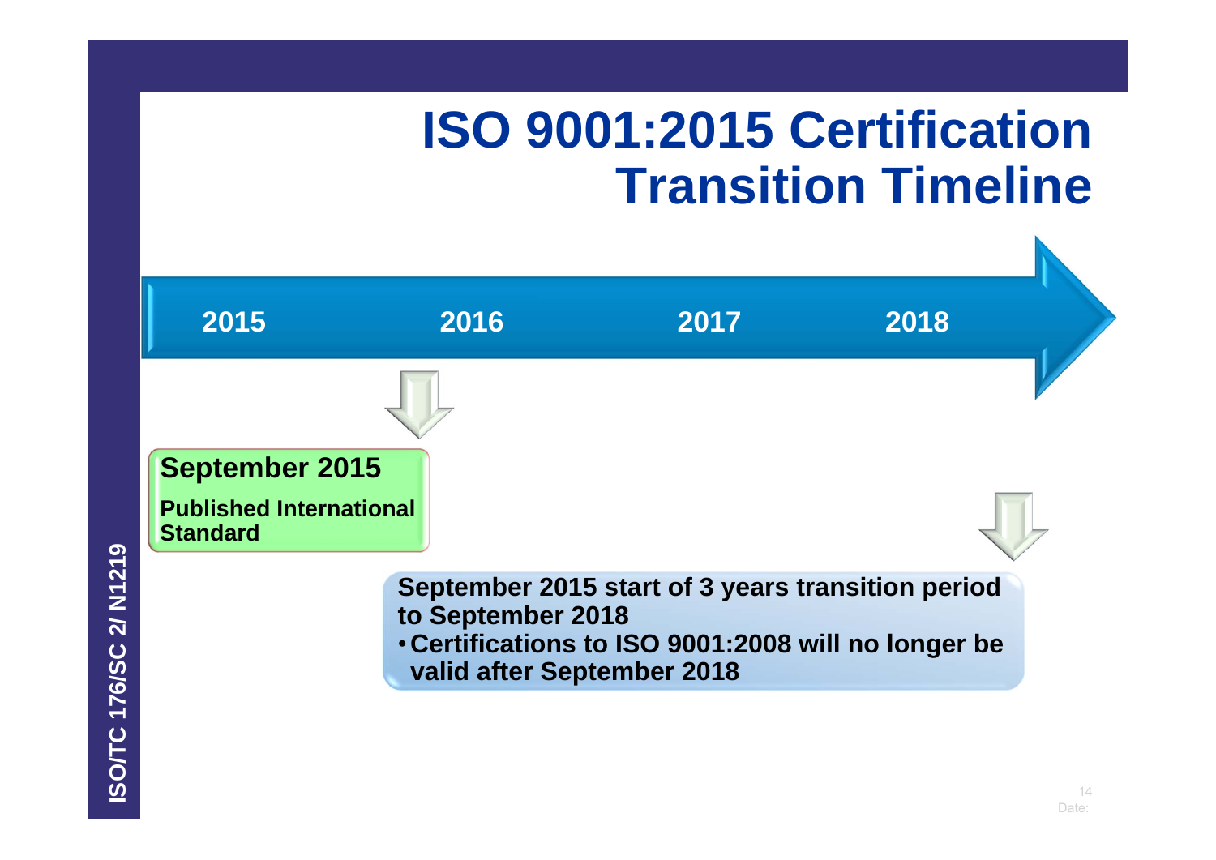# ISO 9001:2015 Certification Transition Timeline

2015 2016 2017 2018

**September 2015**

**Published International Standard**

**September 2015 start of 3 years transition period to September 2018**

- **Certifications to ISO 9001:2008 will no longer be valid after September 2018**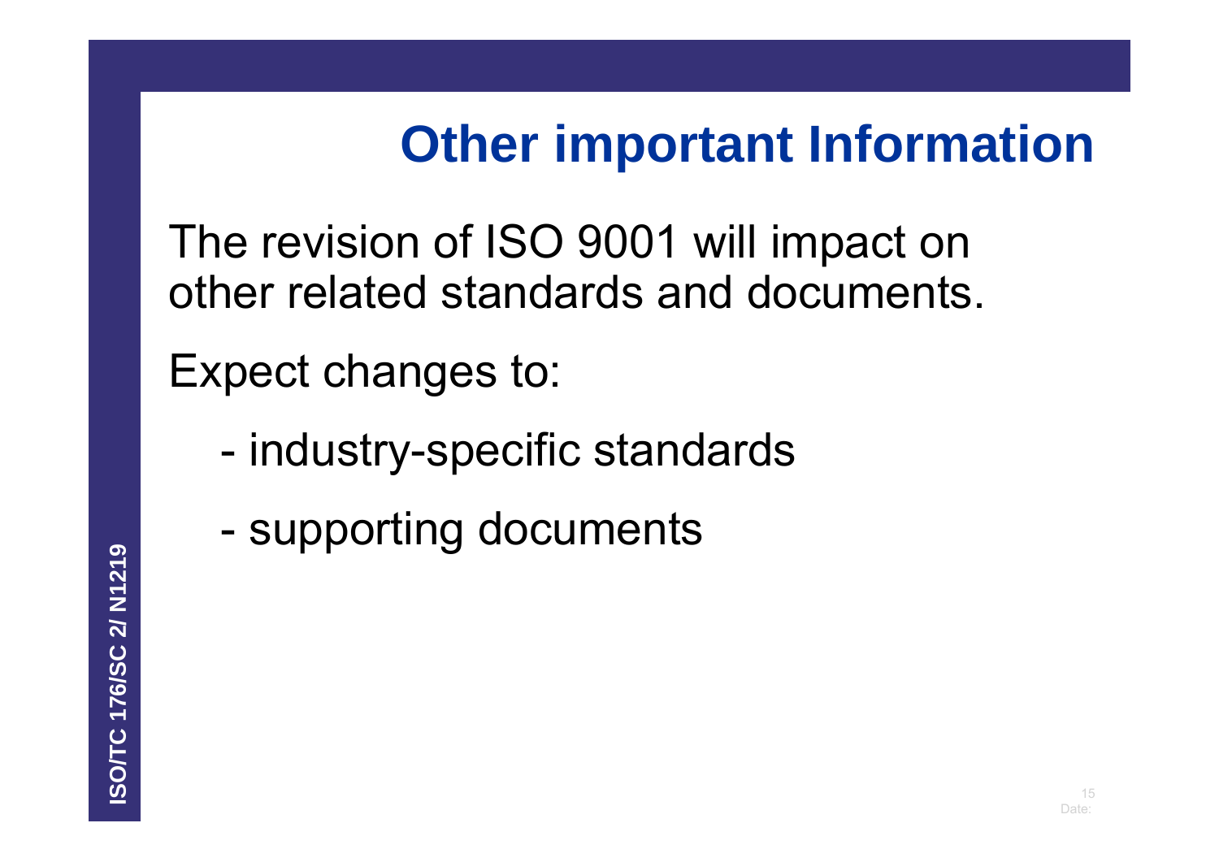# Other important Information

The revision of ISO 9001 will impact on other related standards and documents.

Expect changes to:

- industry-specific standards
- supporting documents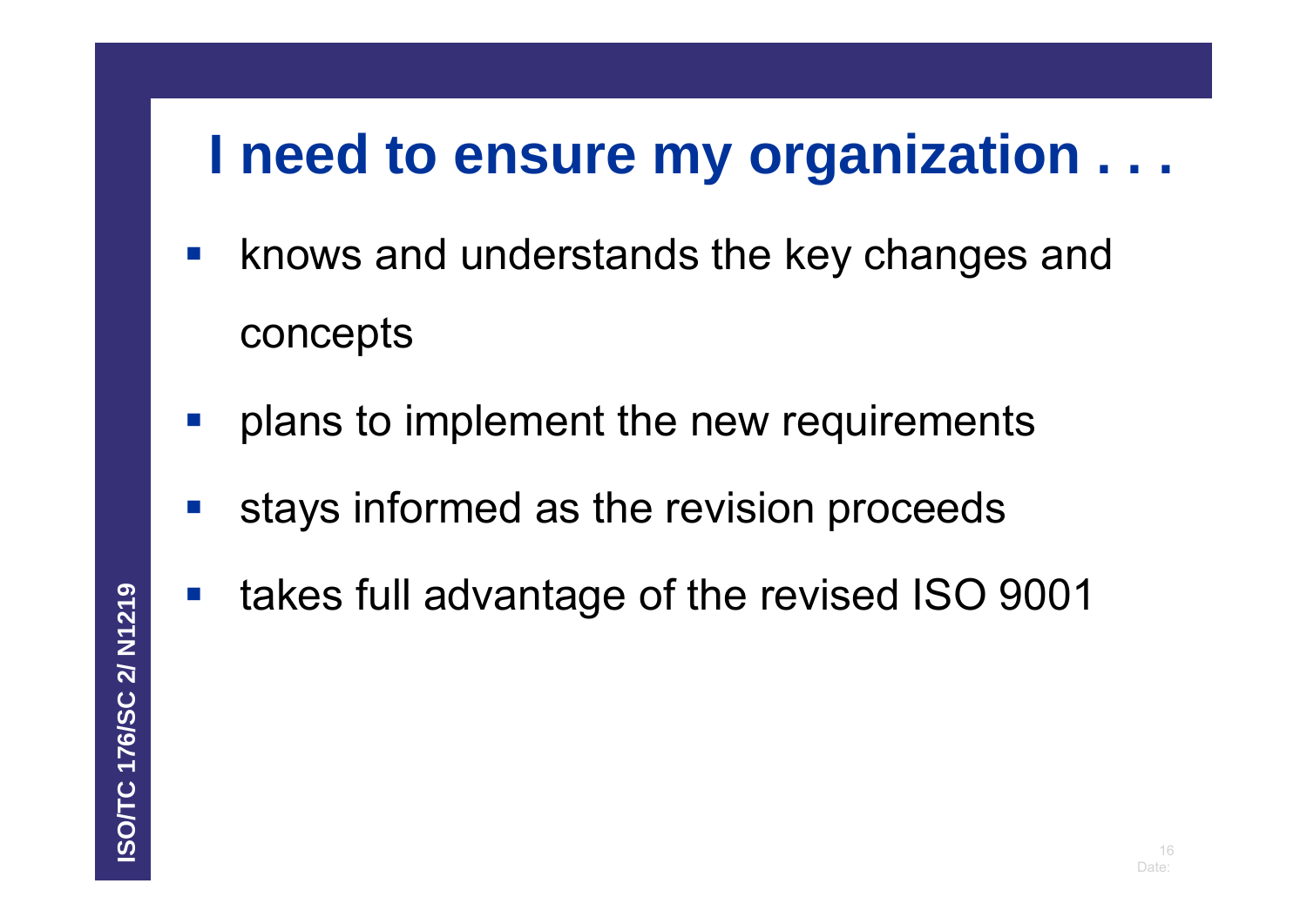# I need to ensure my organization . . .

- knows and understands the key changes and concepts
- plans to implement the new requirements
- stays informed as the revision proceeds
- takes full advantage of the revised ISO 9001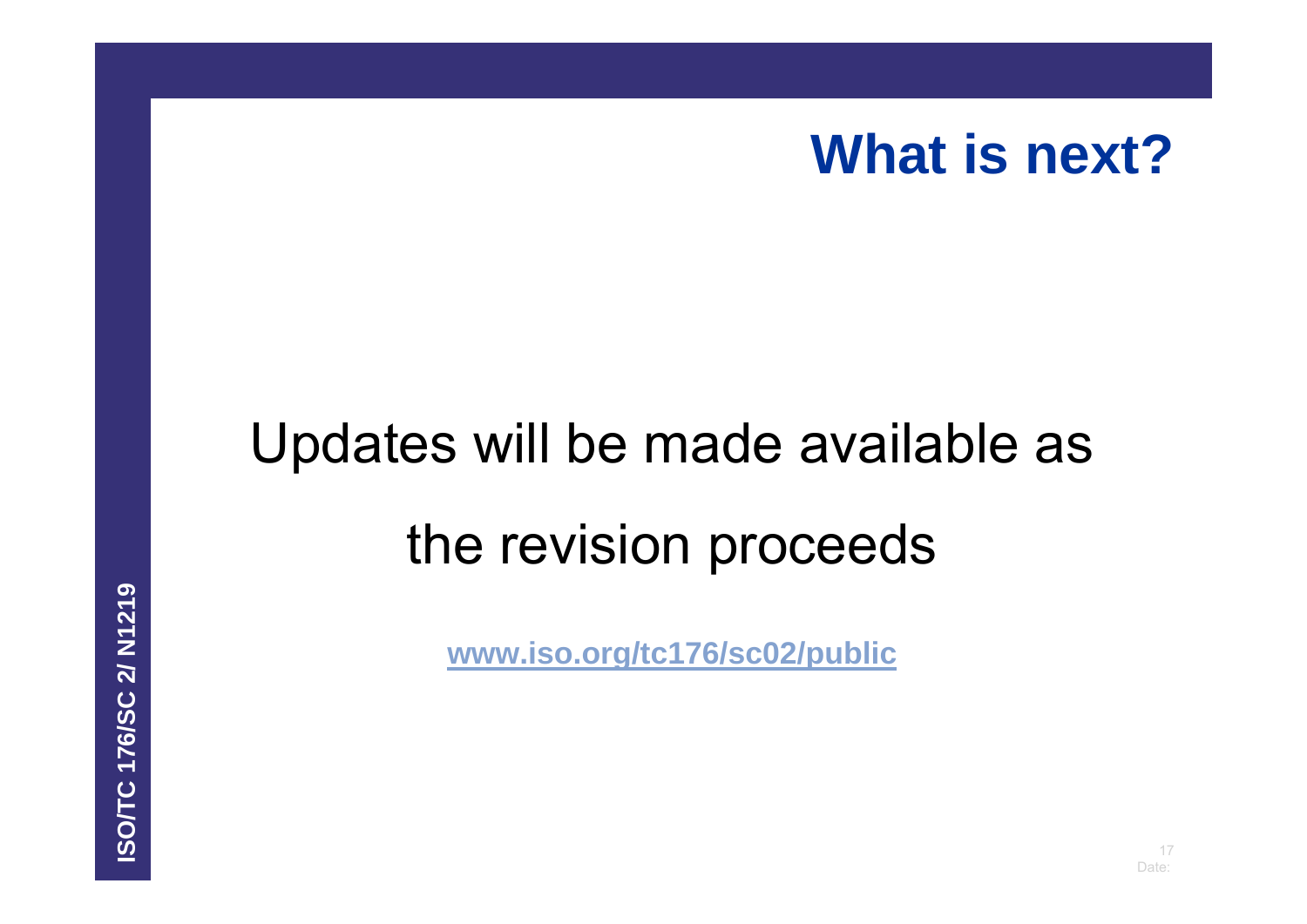# What is next?

Updates will be made available as the revision proceeds

[www.iso.org/tc176/sc02/public](http://www.iso.org/tc176/sc02/public)